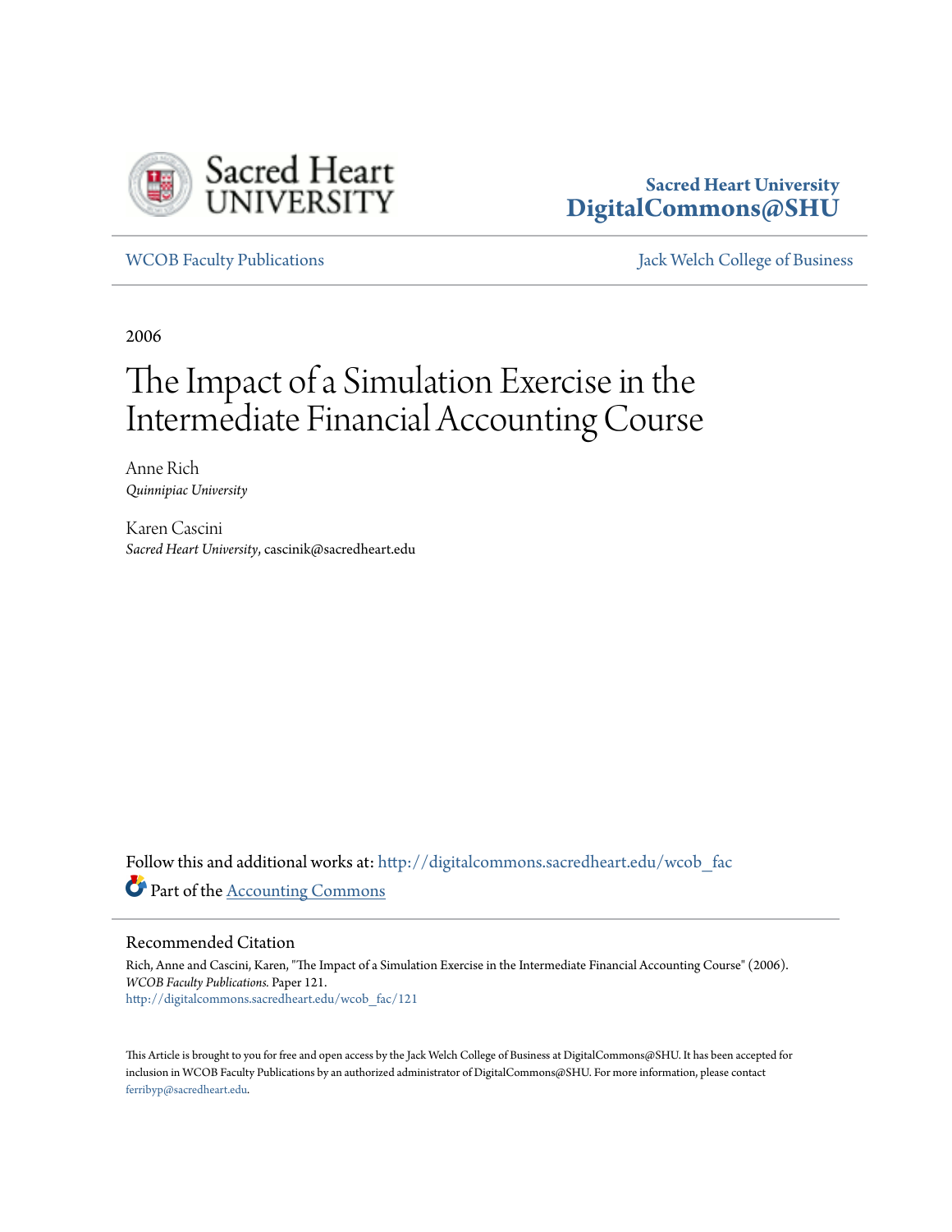Sacred Heart University
**DigitalCommons@SHU**

WCOB Faculty Publications | Jack Welch College of Business

2006

# The Impact of a Simulation Exercise in the Intermediate Financial Accounting Course

Anne Rich
*Quinnipiac University*

Karen Cascini
*Sacred Heart University*, cascinik@sacredheart.edu

Follow this and additional works at: http://digitalcommons.sacredheart.edu/wcob_fac

Part of the Accounting Commons

## Recommended Citation

Rich, Anne and Cascini, Karen, "The Impact of a Simulation Exercise in the Intermediate Financial Accounting Course" (2006). *WCOB Faculty Publications.* Paper 121.
http://digitalcommons.sacredheart.edu/wcob_fac/121

This Article is brought to you for free and open access by the Jack Welch College of Business at DigitalCommons@SHU. It has been accepted for inclusion in WCOB Faculty Publications by an authorized administrator of DigitalCommons@SHU. For more information, please contact ferribyp@sacredheart.edu.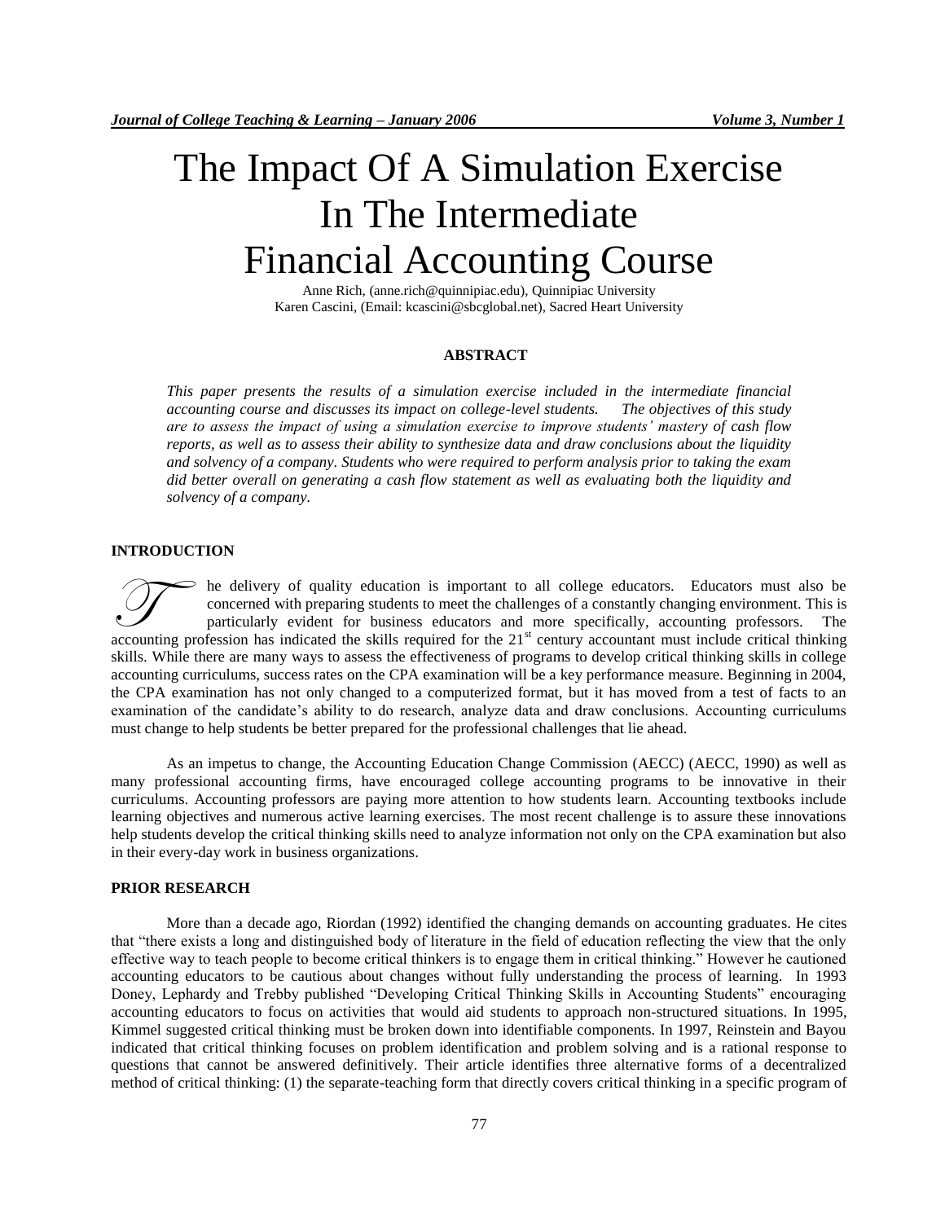# The Impact Of A Simulation Exercise In The Intermediate Financial Accounting Course

Anne Rich, (anne.rich@quinnipiac.edu), Quinnipiac University
Karen Cascini, (Email: kcascini@sbcglobal.net), Sacred Heart University

## ABSTRACT

*This paper presents the results of a simulation exercise included in the intermediate financial accounting course and discusses its impact on college-level students. The objectives of this study are to assess the impact of using a simulation exercise to improve students' mastery of cash flow reports, as well as to assess their ability to synthesize data and draw conclusions about the liquidity and solvency of a company. Students who were required to perform analysis prior to taking the exam did better overall on generating a cash flow statement as well as evaluating both the liquidity and solvency of a company.*

## INTRODUCTION

The delivery of quality education is important to all college educators. Educators must also be concerned with preparing students to meet the challenges of a constantly changing environment. This is particularly evident for business educators and more specifically, accounting professors. The accounting profession has indicated the skills required for the 21st century accountant must include critical thinking skills. While there are many ways to assess the effectiveness of programs to develop critical thinking skills in college accounting curriculums, success rates on the CPA examination will be a key performance measure. Beginning in 2004, the CPA examination has not only changed to a computerized format, but it has moved from a test of facts to an examination of the candidate's ability to do research, analyze data and draw conclusions. Accounting curriculums must change to help students be better prepared for the professional challenges that lie ahead.

As an impetus to change, the Accounting Education Change Commission (AECC) (AECC, 1990) as well as many professional accounting firms, have encouraged college accounting programs to be innovative in their curriculums. Accounting professors are paying more attention to how students learn. Accounting textbooks include learning objectives and numerous active learning exercises. The most recent challenge is to assure these innovations help students develop the critical thinking skills need to analyze information not only on the CPA examination but also in their every-day work in business organizations.

## PRIOR RESEARCH

More than a decade ago, Riordan (1992) identified the changing demands on accounting graduates. He cites that "there exists a long and distinguished body of literature in the field of education reflecting the view that the only effective way to teach people to become critical thinkers is to engage them in critical thinking." However he cautioned accounting educators to be cautious about changes without fully understanding the process of learning. In 1993 Doney, Lephardy and Trebby published "Developing Critical Thinking Skills in Accounting Students" encouraging accounting educators to focus on activities that would aid students to approach non-structured situations. In 1995, Kimmel suggested critical thinking must be broken down into identifiable components. In 1997, Reinstein and Bayou indicated that critical thinking focuses on problem identification and problem solving and is a rational response to questions that cannot be answered definitively. Their article identifies three alternative forms of a decentralized method of critical thinking: (1) the separate-teaching form that directly covers critical thinking in a specific program of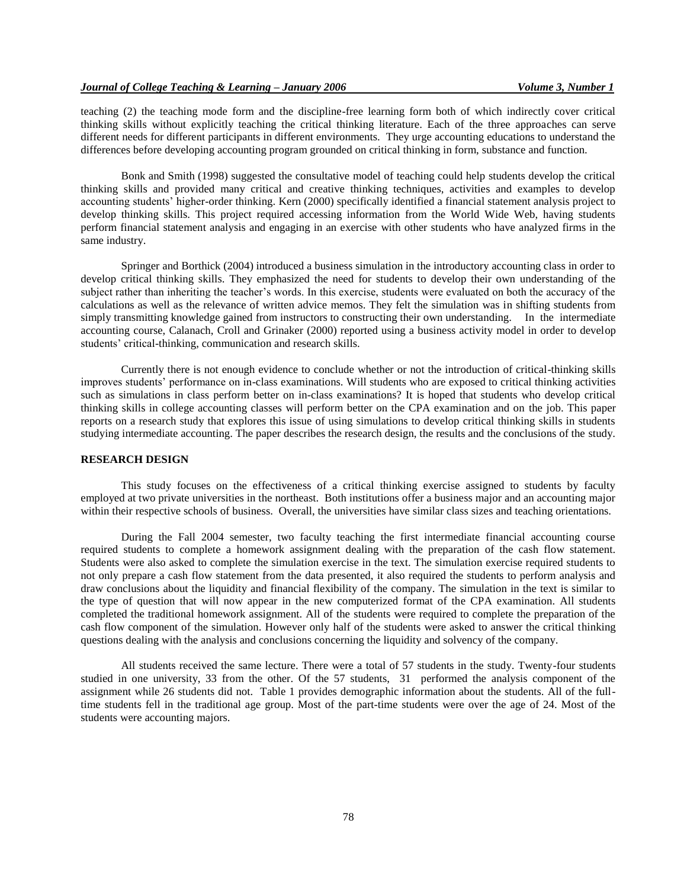teaching (2) the teaching mode form and the discipline-free learning form both of which indirectly cover critical thinking skills without explicitly teaching the critical thinking literature. Each of the three approaches can serve different needs for different participants in different environments. They urge accounting educations to understand the differences before developing accounting program grounded on critical thinking in form, substance and function.

Bonk and Smith (1998) suggested the consultative model of teaching could help students develop the critical thinking skills and provided many critical and creative thinking techniques, activities and examples to develop accounting students' higher-order thinking. Kern (2000) specifically identified a financial statement analysis project to develop thinking skills. This project required accessing information from the World Wide Web, having students perform financial statement analysis and engaging in an exercise with other students who have analyzed firms in the same industry.

Springer and Borthick (2004) introduced a business simulation in the introductory accounting class in order to develop critical thinking skills. They emphasized the need for students to develop their own understanding of the subject rather than inheriting the teacher's words. In this exercise, students were evaluated on both the accuracy of the calculations as well as the relevance of written advice memos. They felt the simulation was in shifting students from simply transmitting knowledge gained from instructors to constructing their own understanding. In the intermediate accounting course, Calanach, Croll and Grinaker (2000) reported using a business activity model in order to develop students' critical-thinking, communication and research skills.

Currently there is not enough evidence to conclude whether or not the introduction of critical-thinking skills improves students' performance on in-class examinations. Will students who are exposed to critical thinking activities such as simulations in class perform better on in-class examinations? It is hoped that students who develop critical thinking skills in college accounting classes will perform better on the CPA examination and on the job. This paper reports on a research study that explores this issue of using simulations to develop critical thinking skills in students studying intermediate accounting. The paper describes the research design, the results and the conclusions of the study.

## RESEARCH DESIGN

This study focuses on the effectiveness of a critical thinking exercise assigned to students by faculty employed at two private universities in the northeast. Both institutions offer a business major and an accounting major within their respective schools of business. Overall, the universities have similar class sizes and teaching orientations.

During the Fall 2004 semester, two faculty teaching the first intermediate financial accounting course required students to complete a homework assignment dealing with the preparation of the cash flow statement. Students were also asked to complete the simulation exercise in the text. The simulation exercise required students to not only prepare a cash flow statement from the data presented, it also required the students to perform analysis and draw conclusions about the liquidity and financial flexibility of the company. The simulation in the text is similar to the type of question that will now appear in the new computerized format of the CPA examination. All students completed the traditional homework assignment. All of the students were required to complete the preparation of the cash flow component of the simulation. However only half of the students were asked to answer the critical thinking questions dealing with the analysis and conclusions concerning the liquidity and solvency of the company.

All students received the same lecture. There were a total of 57 students in the study. Twenty-four students studied in one university, 33 from the other. Of the 57 students, 31 performed the analysis component of the assignment while 26 students did not. Table 1 provides demographic information about the students. All of the full-time students fell in the traditional age group. Most of the part-time students were over the age of 24. Most of the students were accounting majors.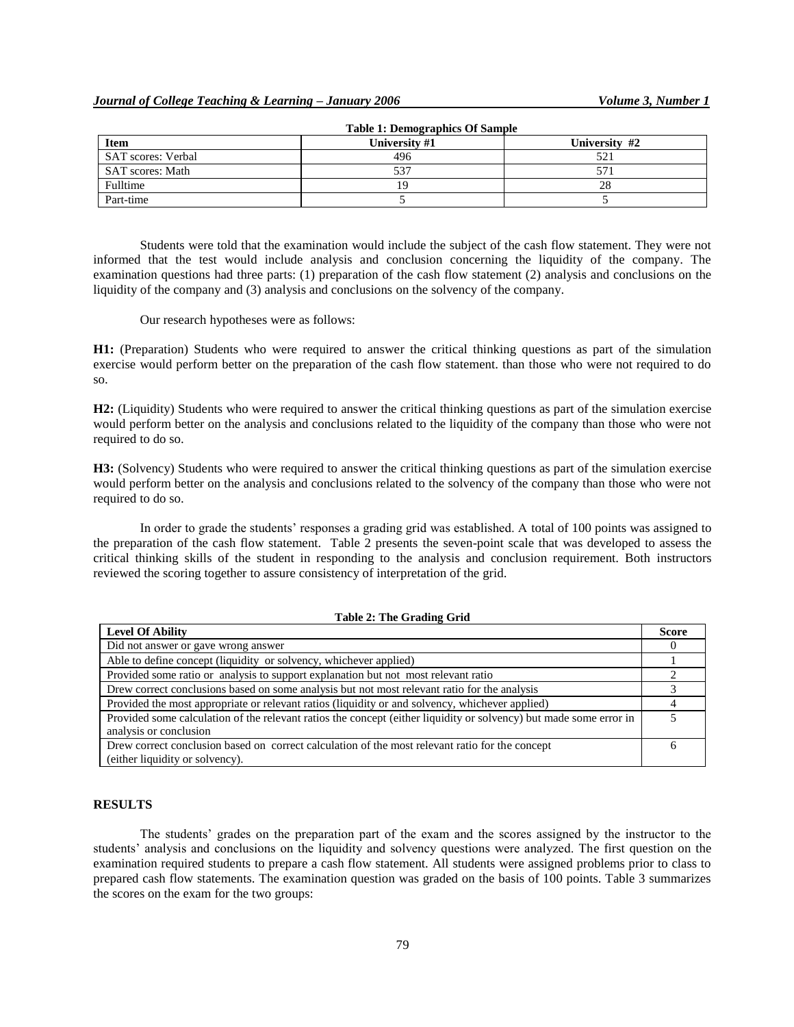**Table 1: Demographics Of Sample**

| Item | University #1 | University #2 |
|---|---|---|
| SAT scores: Verbal | 496 | 521 |
| SAT scores: Math | 537 | 571 |
| Fulltime | 19 | 28 |
| Part-time | 5 | 5 |

Students were told that the examination would include the subject of the cash flow statement. They were not informed that the test would include analysis and conclusion concerning the liquidity of the company. The examination questions had three parts: (1) preparation of the cash flow statement (2) analysis and conclusions on the liquidity of the company and (3) analysis and conclusions on the solvency of the company.

Our research hypotheses were as follows:

**H1:** (Preparation) Students who were required to answer the critical thinking questions as part of the simulation exercise would perform better on the preparation of the cash flow statement. than those who were not required to do so.

**H2:** (Liquidity) Students who were required to answer the critical thinking questions as part of the simulation exercise would perform better on the analysis and conclusions related to the liquidity of the company than those who were not required to do so.

**H3:** (Solvency) Students who were required to answer the critical thinking questions as part of the simulation exercise would perform better on the analysis and conclusions related to the solvency of the company than those who were not required to do so.

In order to grade the students' responses a grading grid was established. A total of 100 points was assigned to the preparation of the cash flow statement. Table 2 presents the seven-point scale that was developed to assess the critical thinking skills of the student in responding to the analysis and conclusion requirement. Both instructors reviewed the scoring together to assure consistency of interpretation of the grid.

**Table 2: The Grading Grid**

| Level Of Ability | Score |
|---|---|
| Did not answer or gave wrong answer | 0 |
| Able to define concept (liquidity or solvency, whichever applied) | 1 |
| Provided some ratio or analysis to support explanation but not most relevant ratio | 2 |
| Drew correct conclusions based on some analysis but not most relevant ratio for the analysis | 3 |
| Provided the most appropriate or relevant ratios (liquidity or and solvency, whichever applied) | 4 |
| Provided some calculation of the relevant ratios the concept (either liquidity or solvency) but made some error in analysis or conclusion | 5 |
| Drew correct conclusion based on correct calculation of the most relevant ratio for the concept (either liquidity or solvency). | 6 |

## RESULTS

The students' grades on the preparation part of the exam and the scores assigned by the instructor to the students' analysis and conclusions on the liquidity and solvency questions were analyzed. The first question on the examination required students to prepare a cash flow statement. All students were assigned problems prior to class to prepared cash flow statements. The examination question was graded on the basis of 100 points. Table 3 summarizes the scores on the exam for the two groups: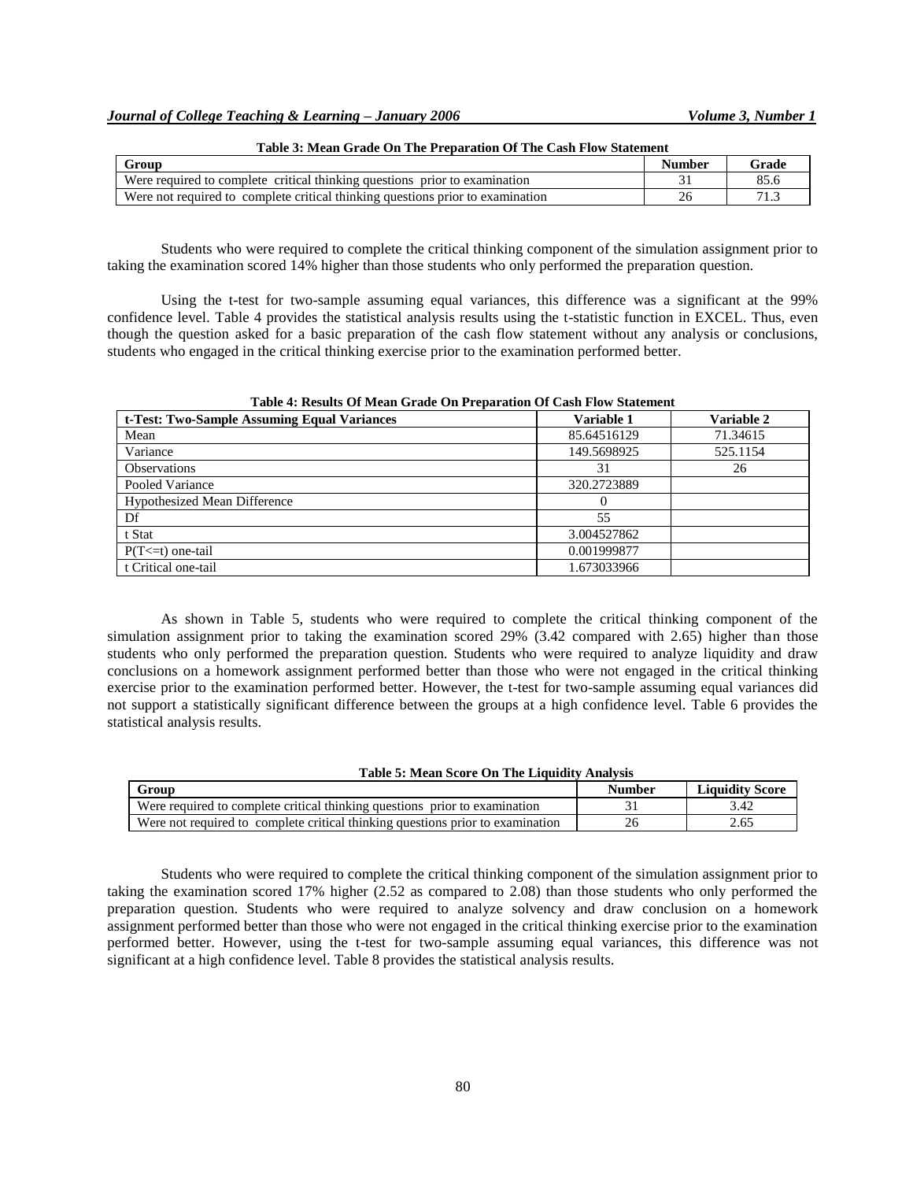**Table 3: Mean Grade On The Preparation Of The Cash Flow Statement**

| Group | Number | Grade |
|---|---|---|
| Were required to complete critical thinking questions prior to examination | 31 | 85.6 |
| Were not required to complete critical thinking questions prior to examination | 26 | 71.3 |

Students who were required to complete the critical thinking component of the simulation assignment prior to taking the examination scored 14% higher than those students who only performed the preparation question.

Using the t-test for two-sample assuming equal variances, this difference was a significant at the 99% confidence level. Table 4 provides the statistical analysis results using the t-statistic function in EXCEL. Thus, even though the question asked for a basic preparation of the cash flow statement without any analysis or conclusions, students who engaged in the critical thinking exercise prior to the examination performed better.

**Table 4: Results Of Mean Grade On Preparation Of Cash Flow Statement**

| t-Test: Two-Sample Assuming Equal Variances | Variable 1 | Variable 2 |
|---|---|---|
| Mean | 85.64516129 | 71.34615 |
| Variance | 149.5698925 | 525.1154 |
| Observations | 31 | 26 |
| Pooled Variance | 320.2723889 | |
| Hypothesized Mean Difference | 0 | |
| Df | 55 | |
| t Stat | 3.004527862 | |
| P(T<=t) one-tail | 0.001999877 | |
| t Critical one-tail | 1.673033966 | |

As shown in Table 5, students who were required to complete the critical thinking component of the simulation assignment prior to taking the examination scored 29% (3.42 compared with 2.65) higher than those students who only performed the preparation question. Students who were required to analyze liquidity and draw conclusions on a homework assignment performed better than those who were not engaged in the critical thinking exercise prior to the examination performed better. However, the t-test for two-sample assuming equal variances did not support a statistically significant difference between the groups at a high confidence level. Table 6 provides the statistical analysis results.

**Table 5: Mean Score On The Liquidity Analysis**

| Group | Number | Liquidity Score |
|---|---|---|
| Were required to complete critical thinking questions prior to examination | 31 | 3.42 |
| Were not required to complete critical thinking questions prior to examination | 26 | 2.65 |

Students who were required to complete the critical thinking component of the simulation assignment prior to taking the examination scored 17% higher (2.52 as compared to 2.08) than those students who only performed the preparation question. Students who were required to analyze solvency and draw conclusion on a homework assignment performed better than those who were not engaged in the critical thinking exercise prior to the examination performed better. However, using the t-test for two-sample assuming equal variances, this difference was not significant at a high confidence level. Table 8 provides the statistical analysis results.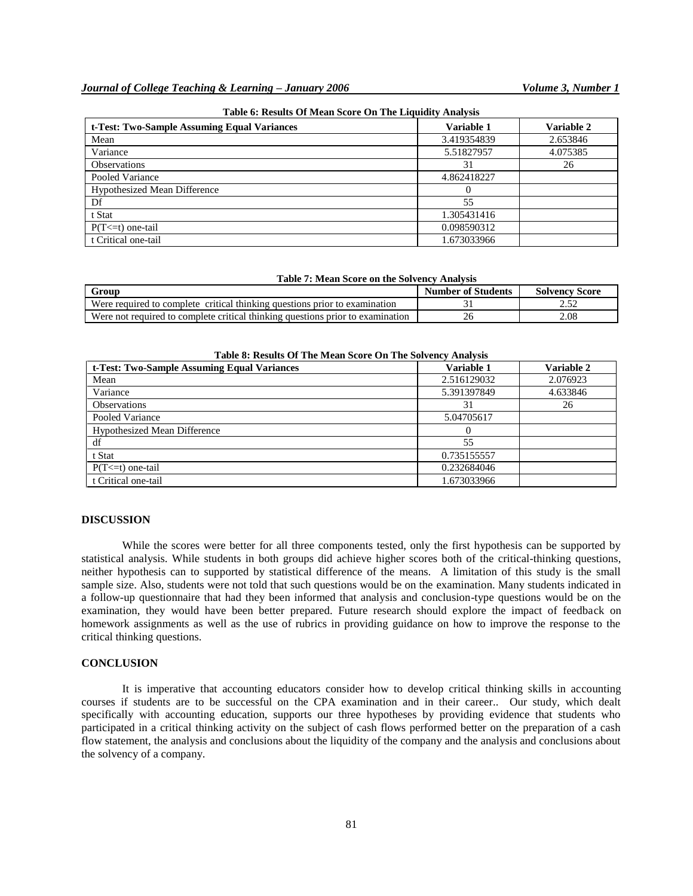**Table 6: Results Of Mean Score On The Liquidity Analysis**

| t-Test: Two-Sample Assuming Equal Variances | Variable 1 | Variable 2 |
|---|---|---|
| Mean | 3.419354839 | 2.653846 |
| Variance | 5.51827957 | 4.075385 |
| Observations | 31 | 26 |
| Pooled Variance | 4.862418227 | |
| Hypothesized Mean Difference | 0 | |
| Df | 55 | |
| t Stat | 1.305431416 | |
| P(T<=t) one-tail | 0.098590312 | |
| t Critical one-tail | 1.673033966 | |

**Table 7: Mean Score on the Solvency Analysis**

| Group | Number of Students | Solvency Score |
|---|---|---|
| Were required to complete critical thinking questions prior to examination | 31 | 2.52 |
| Were not required to complete critical thinking questions prior to examination | 26 | 2.08 |

**Table 8: Results Of The Mean Score On The Solvency Analysis**

| t-Test: Two-Sample Assuming Equal Variances | Variable 1 | Variable 2 |
|---|---|---|
| Mean | 2.516129032 | 2.076923 |
| Variance | 5.391397849 | 4.633846 |
| Observations | 31 | 26 |
| Pooled Variance | 5.04705617 | |
| Hypothesized Mean Difference | 0 | |
| df | 55 | |
| t Stat | 0.735155557 | |
| P(T<=t) one-tail | 0.232684046 | |
| t Critical one-tail | 1.673033966 | |

## DISCUSSION

While the scores were better for all three components tested, only the first hypothesis can be supported by statistical analysis. While students in both groups did achieve higher scores both of the critical-thinking questions, neither hypothesis can to supported by statistical difference of the means. A limitation of this study is the small sample size. Also, students were not told that such questions would be on the examination. Many students indicated in a follow-up questionnaire that had they been informed that analysis and conclusion-type questions would be on the examination, they would have been better prepared. Future research should explore the impact of feedback on homework assignments as well as the use of rubrics in providing guidance on how to improve the response to the critical thinking questions.

## CONCLUSION

It is imperative that accounting educators consider how to develop critical thinking skills in accounting courses if students are to be successful on the CPA examination and in their career.. Our study, which dealt specifically with accounting education, supports our three hypotheses by providing evidence that students who participated in a critical thinking activity on the subject of cash flows performed better on the preparation of a cash flow statement, the analysis and conclusions about the liquidity of the company and the analysis and conclusions about the solvency of a company.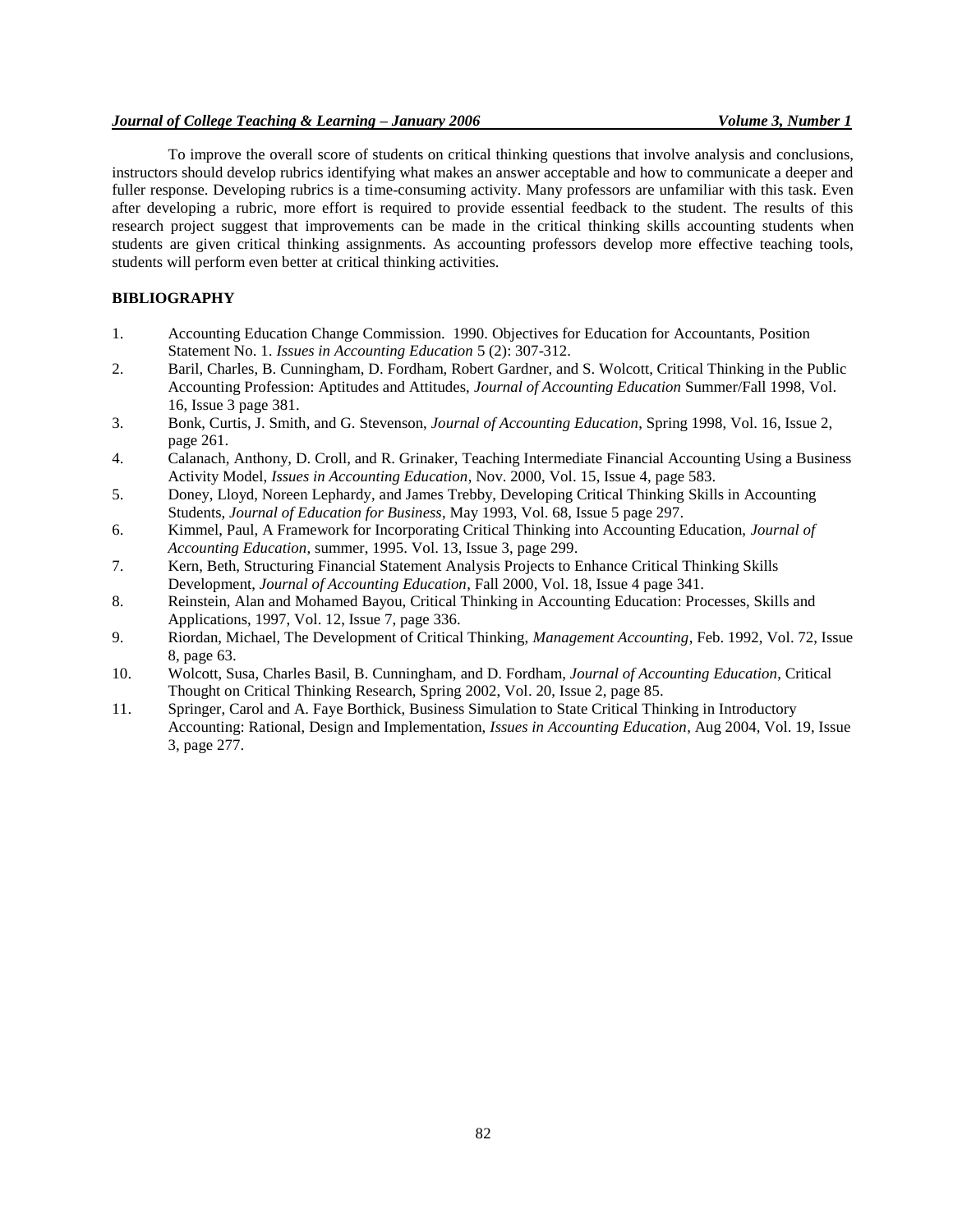To improve the overall score of students on critical thinking questions that involve analysis and conclusions, instructors should develop rubrics identifying what makes an answer acceptable and how to communicate a deeper and fuller response. Developing rubrics is a time-consuming activity. Many professors are unfamiliar with this task. Even after developing a rubric, more effort is required to provide essential feedback to the student. The results of this research project suggest that improvements can be made in the critical thinking skills accounting students when students are given critical thinking assignments. As accounting professors develop more effective teaching tools, students will perform even better at critical thinking activities.

## BIBLIOGRAPHY

1. Accounting Education Change Commission. 1990. Objectives for Education for Accountants, Position Statement No. 1. *Issues in Accounting Education* 5 (2): 307-312.
2. Baril, Charles, B. Cunningham, D. Fordham, Robert Gardner, and S. Wolcott, Critical Thinking in the Public Accounting Profession: Aptitudes and Attitudes, *Journal of Accounting Education* Summer/Fall 1998, Vol. 16, Issue 3 page 381.
3. Bonk, Curtis, J. Smith, and G. Stevenson, *Journal of Accounting Education*, Spring 1998, Vol. 16, Issue 2, page 261.
4. Calanach, Anthony, D. Croll, and R. Grinaker, Teaching Intermediate Financial Accounting Using a Business Activity Model, *Issues in Accounting Education*, Nov. 2000, Vol. 15, Issue 4, page 583.
5. Doney, Lloyd, Noreen Lephardy, and James Trebby, Developing Critical Thinking Skills in Accounting Students, *Journal of Education for Business*, May 1993, Vol. 68, Issue 5 page 297.
6. Kimmel, Paul, A Framework for Incorporating Critical Thinking into Accounting Education, *Journal of Accounting Education*, summer, 1995. Vol. 13, Issue 3, page 299.
7. Kern, Beth, Structuring Financial Statement Analysis Projects to Enhance Critical Thinking Skills Development, *Journal of Accounting Education*, Fall 2000, Vol. 18, Issue 4 page 341.
8. Reinstein, Alan and Mohamed Bayou, Critical Thinking in Accounting Education: Processes, Skills and Applications, 1997, Vol. 12, Issue 7, page 336.
9. Riordan, Michael, The Development of Critical Thinking, *Management Accounting*, Feb. 1992, Vol. 72, Issue 8, page 63.
10. Wolcott, Susa, Charles Basil, B. Cunningham, and D. Fordham, *Journal of Accounting Education*, Critical Thought on Critical Thinking Research, Spring 2002, Vol. 20, Issue 2, page 85.
11. Springer, Carol and A. Faye Borthick, Business Simulation to State Critical Thinking in Introductory Accounting: Rational, Design and Implementation, *Issues in Accounting Education*, Aug 2004, Vol. 19, Issue 3, page 277.